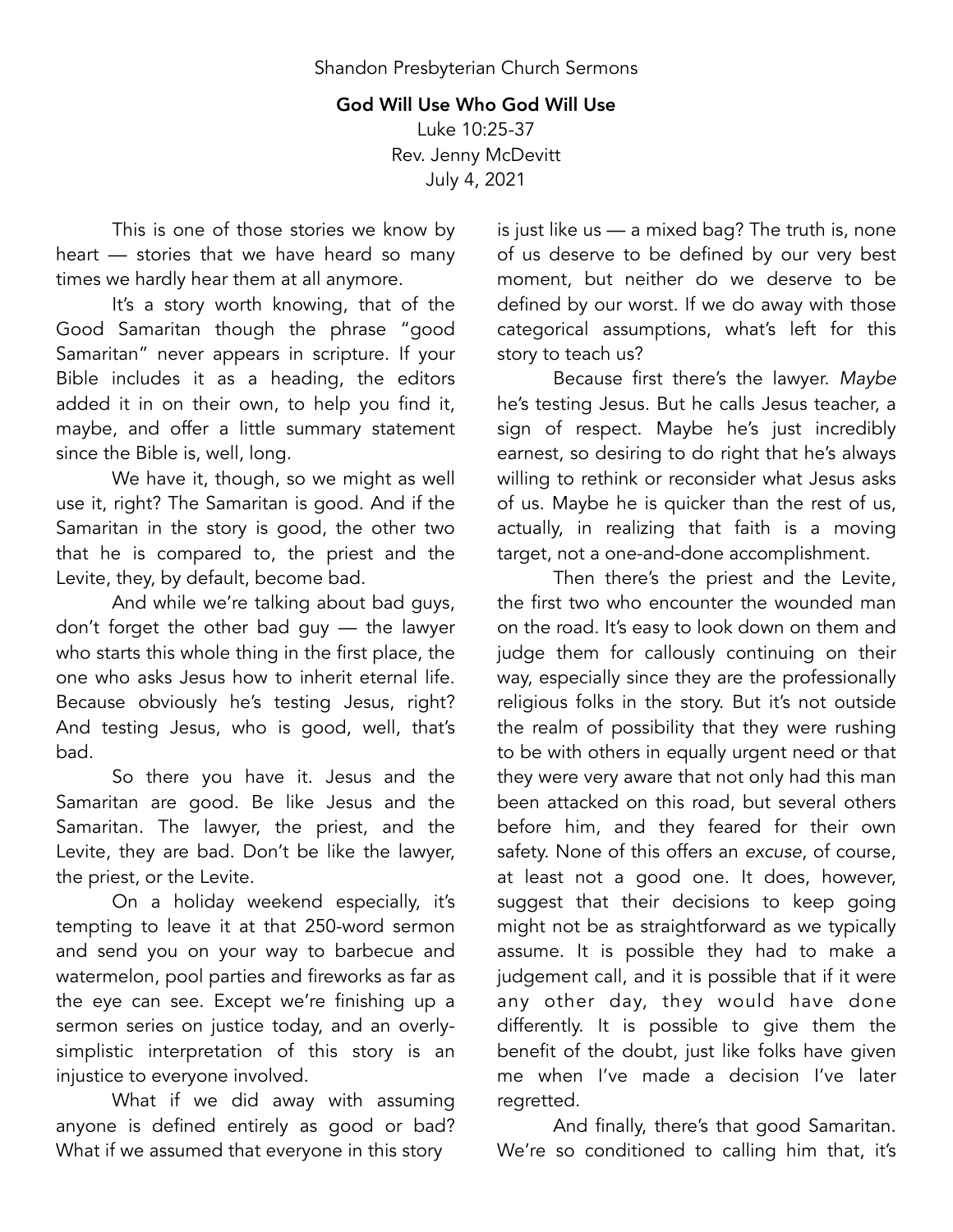Shandon Presbyterian Church Sermons

# God Will Use Who God Will Use

Luke 10:25-37
Rev. Jenny McDevitt
July 4, 2021

This is one of those stories we know by heart — stories that we have heard so many times we hardly hear them at all anymore.

It's a story worth knowing, that of the Good Samaritan though the phrase "good Samaritan" never appears in scripture. If your Bible includes it as a heading, the editors added it in on their own, to help you find it, maybe, and offer a little summary statement since the Bible is, well, long.

We have it, though, so we might as well use it, right? The Samaritan is good. And if the Samaritan in the story is good, the other two that he is compared to, the priest and the Levite, they, by default, become bad.

And while we're talking about bad guys, don't forget the other bad guy — the lawyer who starts this whole thing in the first place, the one who asks Jesus how to inherit eternal life. Because obviously he's testing Jesus, right? And testing Jesus, who is good, well, that's bad.

So there you have it. Jesus and the Samaritan are good. Be like Jesus and the Samaritan. The lawyer, the priest, and the Levite, they are bad. Don't be like the lawyer, the priest, or the Levite.

On a holiday weekend especially, it's tempting to leave it at that 250-word sermon and send you on your way to barbecue and watermelon, pool parties and fireworks as far as the eye can see. Except we're finishing up a sermon series on justice today, and an overly-simplistic interpretation of this story is an injustice to everyone involved.

What if we did away with assuming anyone is defined entirely as good or bad? What if we assumed that everyone in this story is just like us — a mixed bag? The truth is, none of us deserve to be defined by our very best moment, but neither do we deserve to be defined by our worst. If we do away with those categorical assumptions, what's left for this story to teach us?

Because first there's the lawyer. *Maybe* he's testing Jesus. But he calls Jesus teacher, a sign of respect. Maybe he's just incredibly earnest, so desiring to do right that he's always willing to rethink or reconsider what Jesus asks of us. Maybe he is quicker than the rest of us, actually, in realizing that faith is a moving target, not a one-and-done accomplishment.

Then there's the priest and the Levite, the first two who encounter the wounded man on the road. It's easy to look down on them and judge them for callously continuing on their way, especially since they are the professionally religious folks in the story. But it's not outside the realm of possibility that they were rushing to be with others in equally urgent need or that they were very aware that not only had this man been attacked on this road, but several others before him, and they feared for their own safety. None of this offers an *excuse*, of course, at least not a good one. It does, however, suggest that their decisions to keep going might not be as straightforward as we typically assume. It is possible they had to make a judgement call, and it is possible that if it were any other day, they would have done differently. It is possible to give them the benefit of the doubt, just like folks have given me when I've made a decision I've later regretted.

And finally, there's that good Samaritan. We're so conditioned to calling him that, it's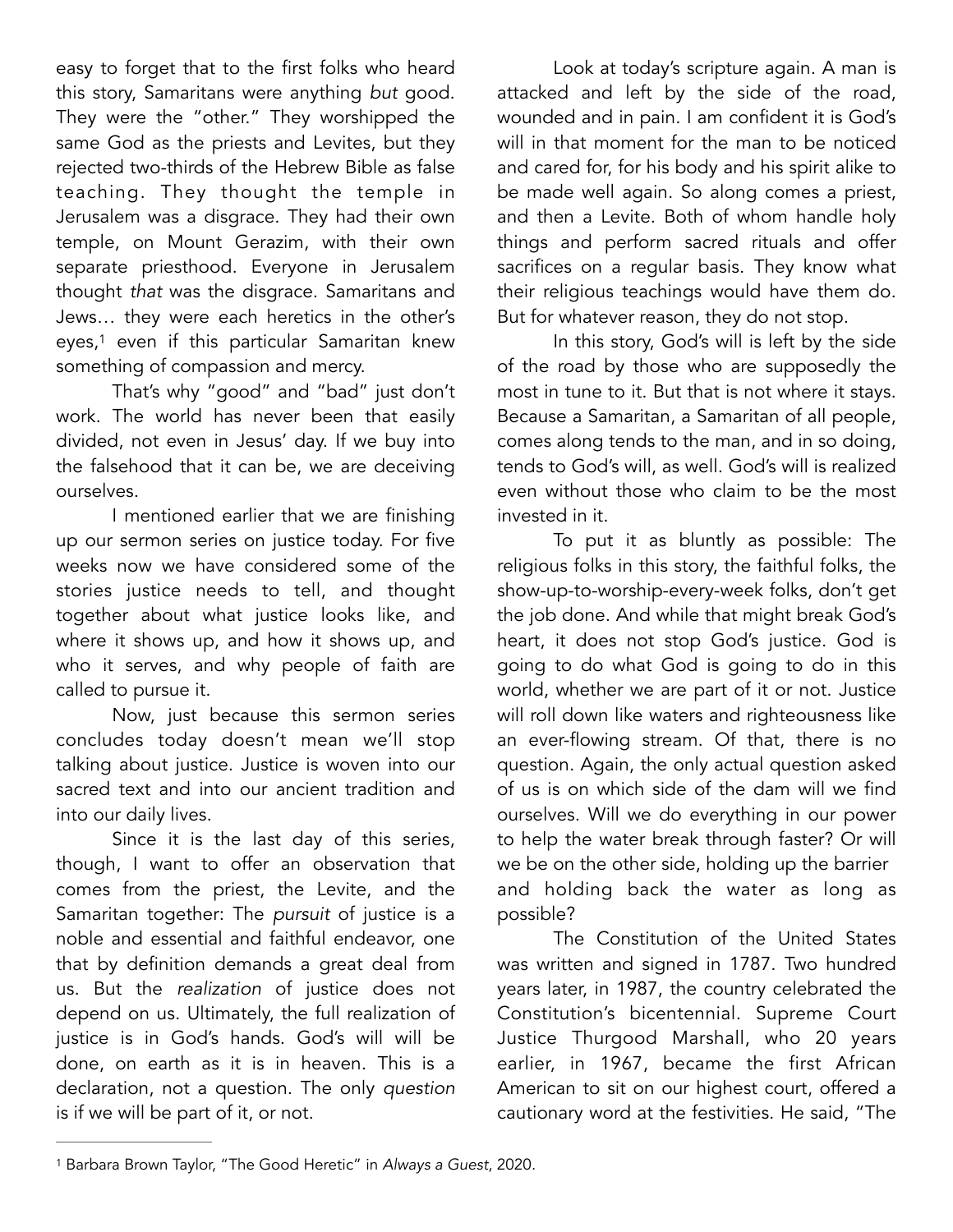easy to forget that to the first folks who heard this story, Samaritans were anything *but* good. They were the "other." They worshipped the same God as the priests and Levites, but they rejected two-thirds of the Hebrew Bible as false teaching. They thought the temple in Jerusalem was a disgrace. They had their own temple, on Mount Gerazim, with their own separate priesthood. Everyone in Jerusalem thought *that* was the disgrace. Samaritans and Jews… they were each heretics in the other's eyes,[1] even if this particular Samaritan knew something of compassion and mercy.

That's why "good" and "bad" just don't work. The world has never been that easily divided, not even in Jesus' day. If we buy into the falsehood that it can be, we are deceiving ourselves.

I mentioned earlier that we are finishing up our sermon series on justice today. For five weeks now we have considered some of the stories justice needs to tell, and thought together about what justice looks like, and where it shows up, and how it shows up, and who it serves, and why people of faith are called to pursue it.

Now, just because this sermon series concludes today doesn't mean we'll stop talking about justice. Justice is woven into our sacred text and into our ancient tradition and into our daily lives.

Since it is the last day of this series, though, I want to offer an observation that comes from the priest, the Levite, and the Samaritan together: The *pursuit* of justice is a noble and essential and faithful endeavor, one that by definition demands a great deal from us. But the *realization* of justice does not depend on us. Ultimately, the full realization of justice is in God's hands. God's will will be done, on earth as it is in heaven. This is a declaration, not a question. The only *question* is if we will be part of it, or not.

Look at today's scripture again. A man is attacked and left by the side of the road, wounded and in pain. I am confident it is God's will in that moment for the man to be noticed and cared for, for his body and his spirit alike to be made well again. So along comes a priest, and then a Levite. Both of whom handle holy things and perform sacred rituals and offer sacrifices on a regular basis. They know what their religious teachings would have them do. But for whatever reason, they do not stop.

In this story, God's will is left by the side of the road by those who are supposedly the most in tune to it. But that is not where it stays. Because a Samaritan, a Samaritan of all people, comes along tends to the man, and in so doing, tends to God's will, as well. God's will is realized even without those who claim to be the most invested in it.

To put it as bluntly as possible: The religious folks in this story, the faithful folks, the show-up-to-worship-every-week folks, don't get the job done. And while that might break God's heart, it does not stop God's justice. God is going to do what God is going to do in this world, whether we are part of it or not. Justice will roll down like waters and righteousness like an ever-flowing stream. Of that, there is no question. Again, the only actual question asked of us is on which side of the dam will we find ourselves. Will we do everything in our power to help the water break through faster? Or will we be on the other side, holding up the barrier and holding back the water as long as possible?

The Constitution of the United States was written and signed in 1787. Two hundred years later, in 1987, the country celebrated the Constitution's bicentennial. Supreme Court Justice Thurgood Marshall, who 20 years earlier, in 1967, became the first African American to sit on our highest court, offered a cautionary word at the festivities. He said, "The

---

[1] Barbara Brown Taylor, "The Good Heretic" in *Always a Guest*, 2020.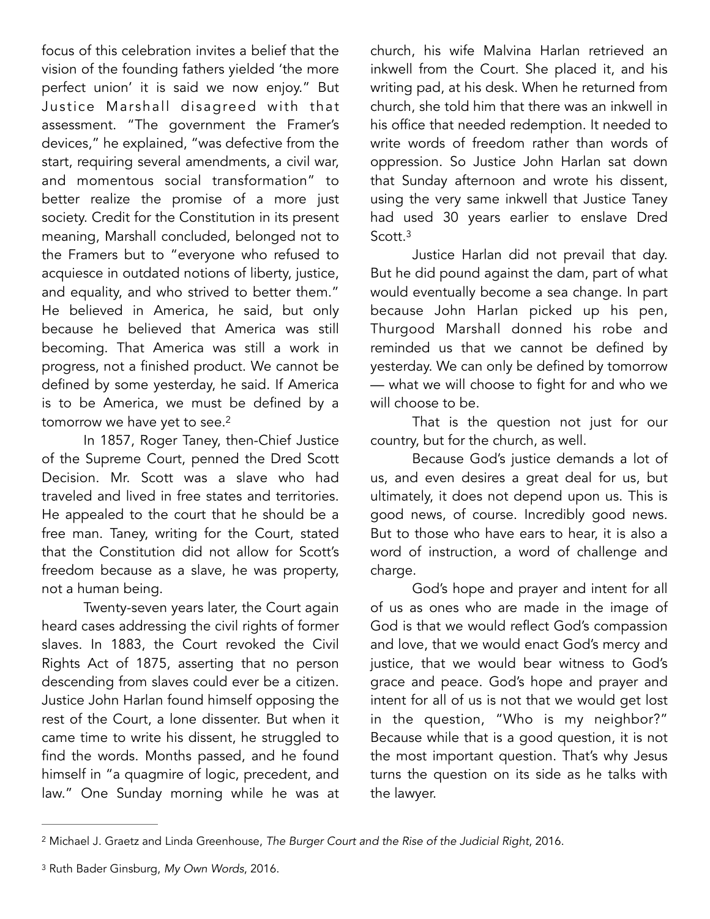focus of this celebration invites a belief that the vision of the founding fathers yielded 'the more perfect union' it is said we now enjoy." But Justice Marshall disagreed with that assessment. "The government the Framer's devices," he explained, "was defective from the start, requiring several amendments, a civil war, and momentous social transformation" to better realize the promise of a more just society. Credit for the Constitution in its present meaning, Marshall concluded, belonged not to the Framers but to "everyone who refused to acquiesce in outdated notions of liberty, justice, and equality, and who strived to better them." He believed in America, he said, but only because he believed that America was still becoming. That America was still a work in progress, not a finished product. We cannot be defined by some yesterday, he said. If America is to be America, we must be defined by a tomorrow we have yet to see.[2]

In 1857, Roger Taney, then-Chief Justice of the Supreme Court, penned the Dred Scott Decision. Mr. Scott was a slave who had traveled and lived in free states and territories. He appealed to the court that he should be a free man. Taney, writing for the Court, stated that the Constitution did not allow for Scott's freedom because as a slave, he was property, not a human being.

Twenty-seven years later, the Court again heard cases addressing the civil rights of former slaves. In 1883, the Court revoked the Civil Rights Act of 1875, asserting that no person descending from slaves could ever be a citizen. Justice John Harlan found himself opposing the rest of the Court, a lone dissenter. But when it came time to write his dissent, he struggled to find the words. Months passed, and he found himself in "a quagmire of logic, precedent, and law." One Sunday morning while he was at church, his wife Malvina Harlan retrieved an inkwell from the Court. She placed it, and his writing pad, at his desk. When he returned from church, she told him that there was an inkwell in his office that needed redemption. It needed to write words of freedom rather than words of oppression. So Justice John Harlan sat down that Sunday afternoon and wrote his dissent, using the very same inkwell that Justice Taney had used 30 years earlier to enslave Dred Scott.[3]

Justice Harlan did not prevail that day. But he did pound against the dam, part of what would eventually become a sea change. In part because John Harlan picked up his pen, Thurgood Marshall donned his robe and reminded us that we cannot be defined by yesterday. We can only be defined by tomorrow — what we will choose to fight for and who we will choose to be.

That is the question not just for our country, but for the church, as well.

Because God's justice demands a lot of us, and even desires a great deal for us, but ultimately, it does not depend upon us. This is good news, of course. Incredibly good news. But to those who have ears to hear, it is also a word of instruction, a word of challenge and charge.

God's hope and prayer and intent for all of us as ones who are made in the image of God is that we would reflect God's compassion and love, that we would enact God's mercy and justice, that we would bear witness to God's grace and peace. God's hope and prayer and intent for all of us is not that we would get lost in the question, "Who is my neighbor?" Because while that is a good question, it is not the most important question. That's why Jesus turns the question on its side as he talks with the lawyer.

---

[2] Michael J. Graetz and Linda Greenhouse, *The Burger Court and the Rise of the Judicial Right*, 2016.

[3] Ruth Bader Ginsburg, *My Own Words*, 2016.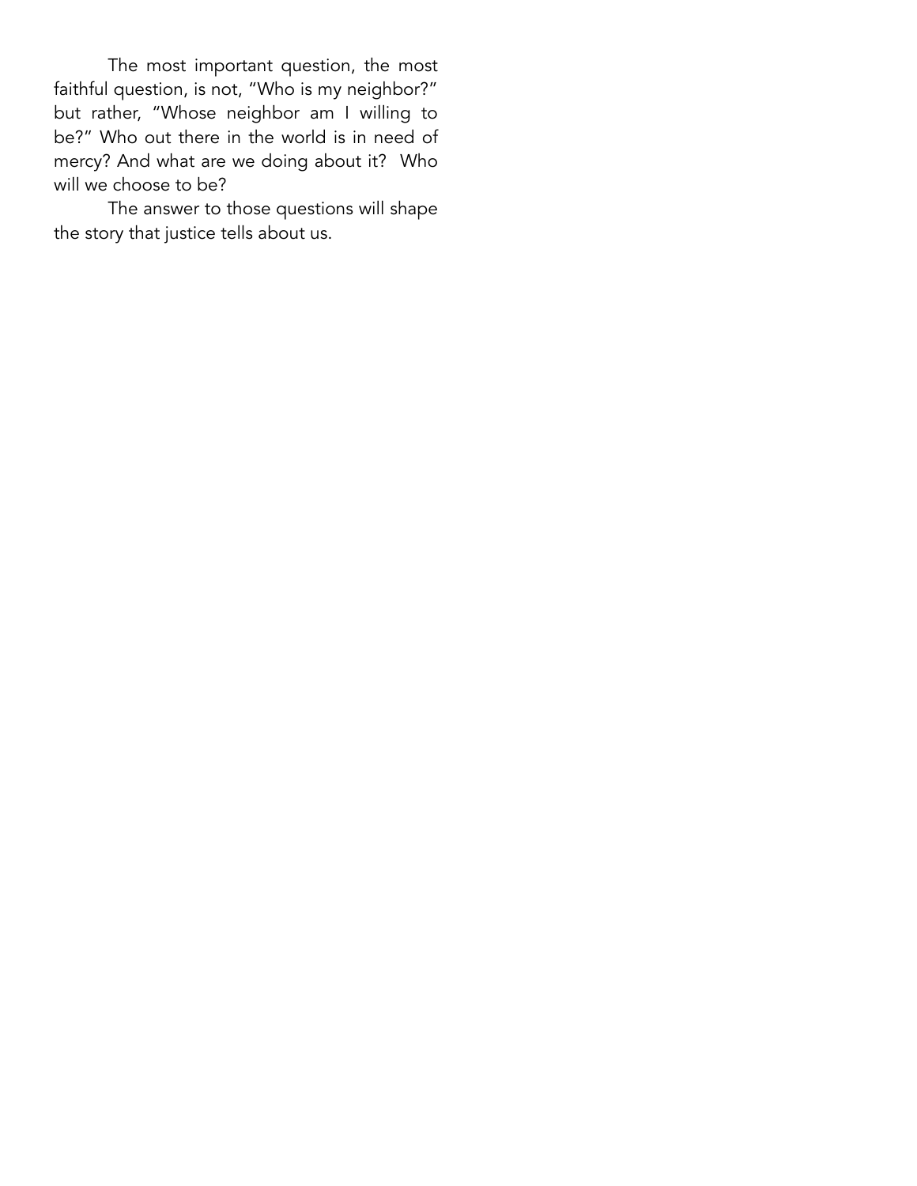The most important question, the most faithful question, is not, "Who is my neighbor?" but rather, "Whose neighbor am I willing to be?" Who out there in the world is in need of mercy? And what are we doing about it? Who will we choose to be?

The answer to those questions will shape the story that justice tells about us.